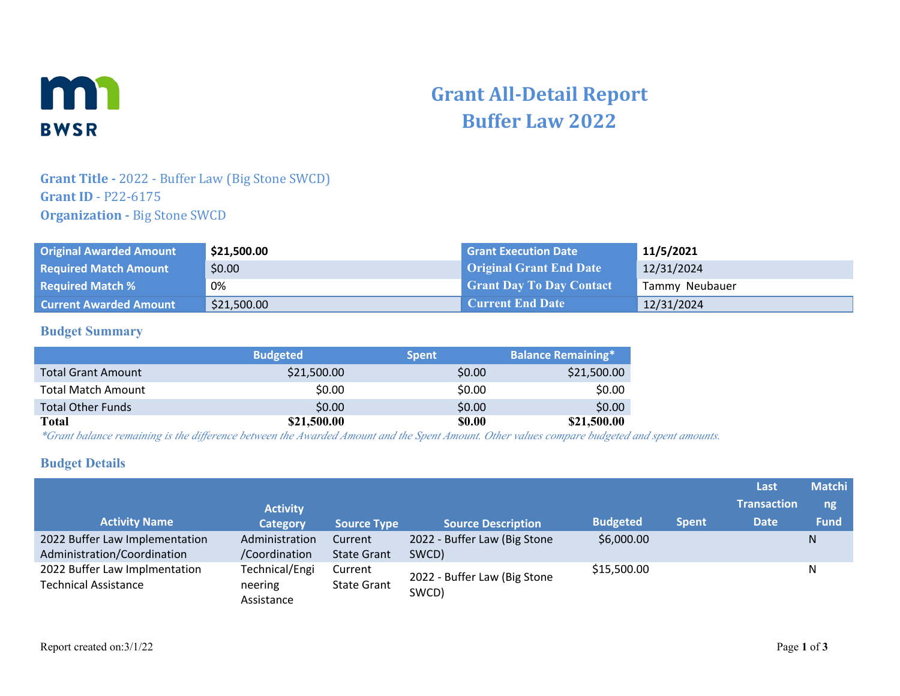# Grant All-Detail Report
# Buffer Law 2022

**Grant Title -** 2022 - Buffer Law (Big Stone SWCD)
**Grant ID** - P22-6175
**Organization -** Big Stone SWCD

| | | | |
|---|---|---|---|
| **Original Awarded Amount** | **$21,500.00** | **Grant Execution Date** | **11/5/2021** |
| **Required Match Amount** | $0.00 | **Original Grant End Date** | 12/31/2024 |
| **Required Match %** | 0% | **Grant Day To Day Contact** | Tammy Neubauer |
| **Current Awarded Amount** | $21,500.00 | **Current End Date** | 12/31/2024 |

## Budget Summary

| | Budgeted | Spent | Balance Remaining* |
|---|---|---|---|
| Total Grant Amount | $21,500.00 | $0.00 | $21,500.00 |
| Total Match Amount | $0.00 | $0.00 | $0.00 |
| Total Other Funds | $0.00 | $0.00 | $0.00 |
| **Total** | **$21,500.00** | **$0.00** | **$21,500.00** |

*\*Grant balance remaining is the difference between the Awarded Amount and the Spent Amount. Other values compare budgeted and spent amounts.*

## Budget Details

| Activity Name | Activity Category | Source Type | Source Description | Budgeted | Spent | Last Transaction Date | Matching Fund |
|---|---|---|---|---|---|---|---|
| 2022 Buffer Law Implementation Administration/Coordination | Administration /Coordination | Current State Grant | 2022 - Buffer Law (Big Stone SWCD) | $6,000.00 | | | N |
| 2022 Buffer Law Implmentation Technical Assistance | Technical/Engineering Assistance | Current State Grant | 2022 - Buffer Law (Big Stone SWCD) | $15,500.00 | | | N |

Report created on:3/1/22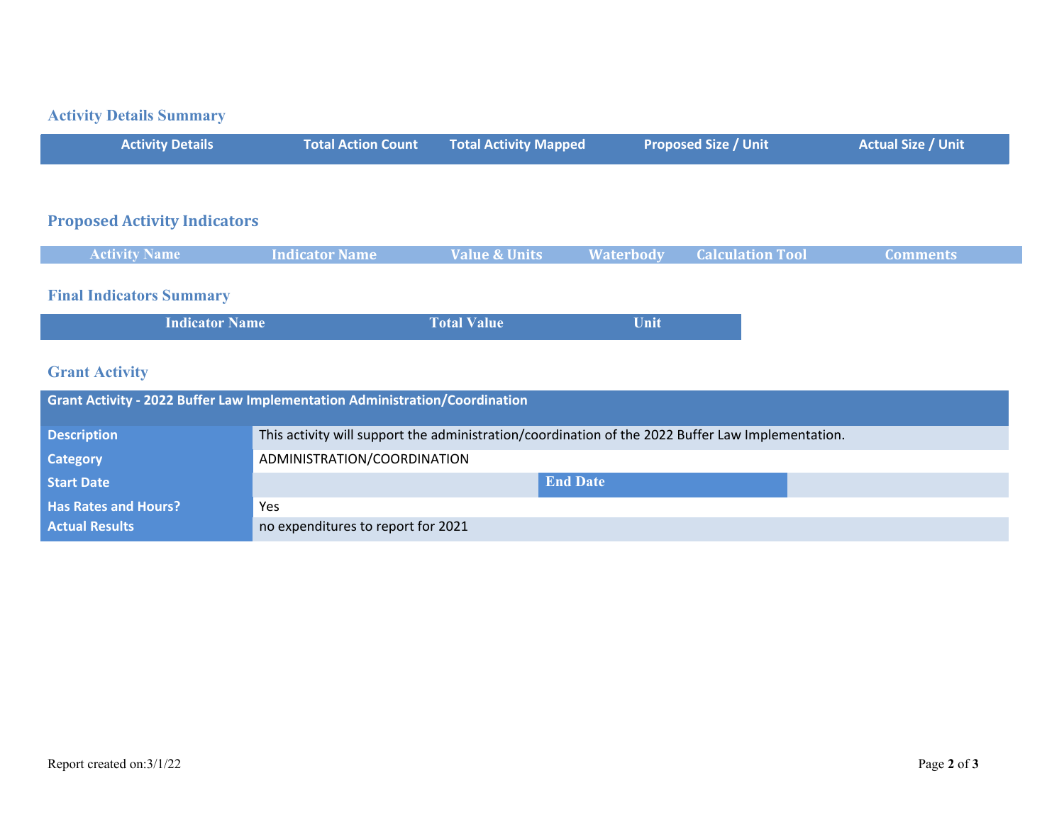## Activity Details Summary

| Activity Details | Total Action Count | Total Activity Mapped | Proposed Size / Unit | Actual Size / Unit |
|---|---|---|---|---|

## Proposed Activity Indicators

| Activity Name | Indicator Name | Value & Units | Waterbody | Calculation Tool | Comments |
|---|---|---|---|---|---|

## Final Indicators Summary

| Indicator Name | Total Value | Unit |
|---|---|---|

## Grant Activity

| Grant Activity - 2022 Buffer Law Implementation Administration/Coordination | | | |
|---|---|---|---|
| **Description** | This activity will support the administration/coordination of the 2022 Buffer Law Implementation. | | |
| **Category** | ADMINISTRATION/COORDINATION | | |
| **Start Date** | | **End Date** | |
| **Has Rates and Hours?** | Yes | | |
| **Actual Results** | no expenditures to report for 2021 | | |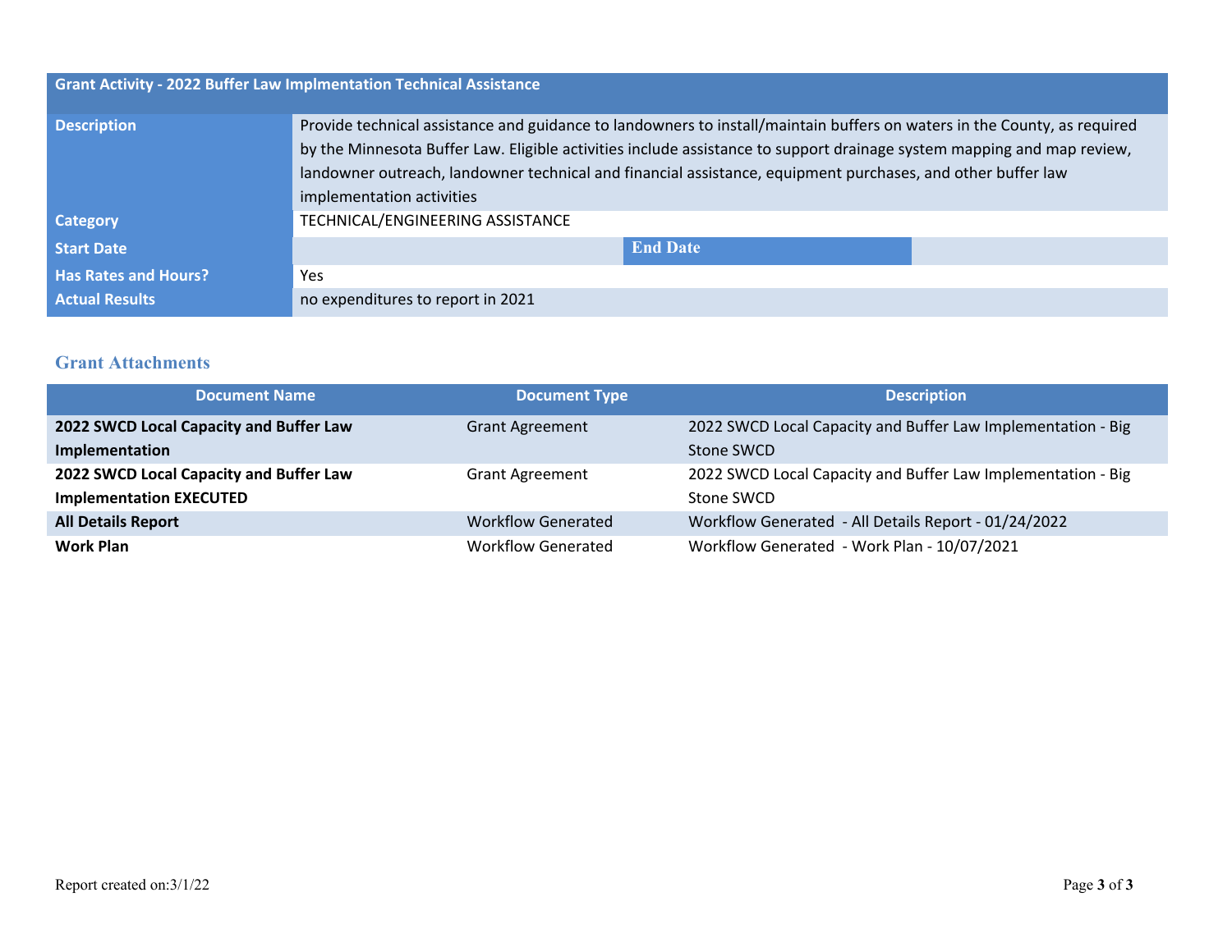| Grant Activity - 2022 Buffer Law Implmentation Technical Assistance | | | |
|---|---|---|---|
| **Description** | Provide technical assistance and guidance to landowners to install/maintain buffers on waters in the County, as required by the Minnesota Buffer Law. Eligible activities include assistance to support drainage system mapping and map review, landowner outreach, landowner technical and financial assistance, equipment purchases, and other buffer law implementation activities | | |
| **Category** | TECHNICAL/ENGINEERING ASSISTANCE | | |
| **Start Date** | | **End Date** | |
| **Has Rates and Hours?** | Yes | | |
| **Actual Results** | no expenditures to report in 2021 | | |

## Grant Attachments

| Document Name | Document Type | Description |
|---|---|---|
| **2022 SWCD Local Capacity and Buffer Law Implementation** | Grant Agreement | 2022 SWCD Local Capacity and Buffer Law Implementation - Big Stone SWCD |
| **2022 SWCD Local Capacity and Buffer Law Implementation EXECUTED** | Grant Agreement | 2022 SWCD Local Capacity and Buffer Law Implementation - Big Stone SWCD |
| **All Details Report** | Workflow Generated | Workflow Generated - All Details Report - 01/24/2022 |
| **Work Plan** | Workflow Generated | Workflow Generated - Work Plan - 10/07/2021 |

Report created on:3/1/22